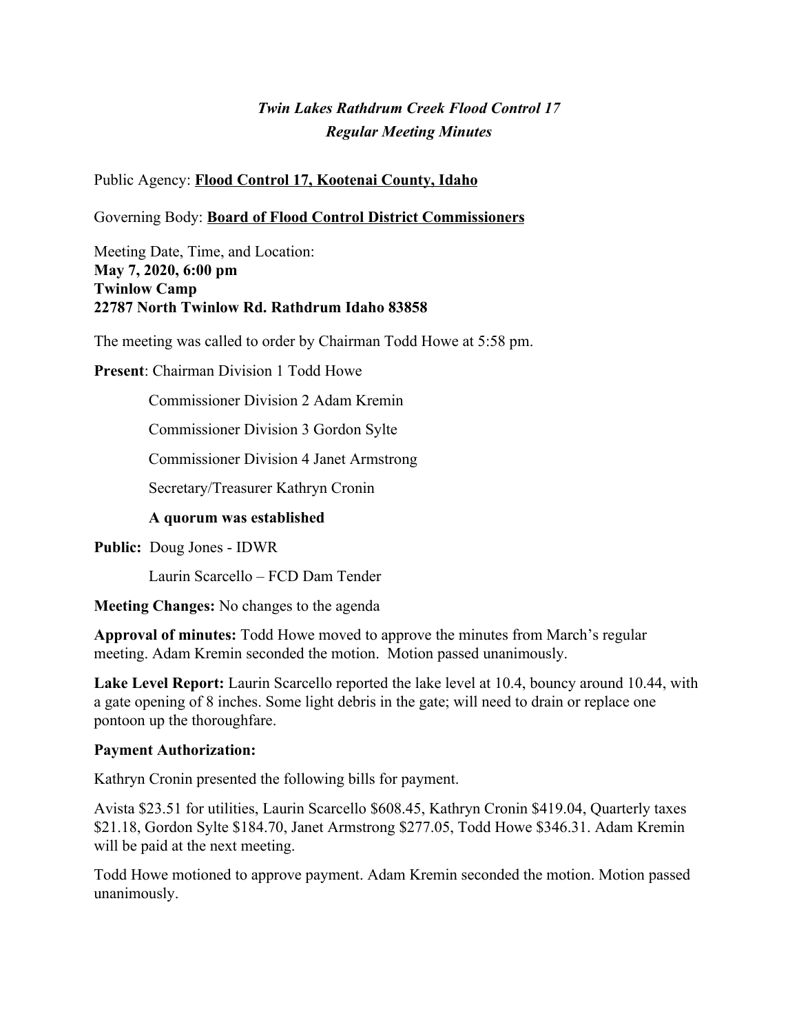# *Twin Lakes Rathdrum Creek Flood Control 17*
## *Regular Meeting Minutes*

Public Agency: **Flood Control 17, Kootenai County, Idaho**

Governing Body: **Board of Flood Control District Commissioners**

Meeting Date, Time, and Location:
**May 7, 2020, 6:00 pm**
**Twinlow Camp**
**22787 North Twinlow Rd. Rathdrum Idaho 83858**

The meeting was called to order by Chairman Todd Howe at 5:58 pm.

**Present**: Chairman Division 1 Todd Howe

Commissioner Division 2 Adam Kremin

Commissioner Division 3 Gordon Sylte

Commissioner Division 4 Janet Armstrong

Secretary/Treasurer Kathryn Cronin

**A quorum was established**

**Public:** Doug Jones - IDWR

Laurin Scarcello – FCD Dam Tender

**Meeting Changes:** No changes to the agenda

**Approval of minutes:** Todd Howe moved to approve the minutes from March's regular meeting. Adam Kremin seconded the motion. Motion passed unanimously.

**Lake Level Report:** Laurin Scarcello reported the lake level at 10.4, bouncy around 10.44, with a gate opening of 8 inches. Some light debris in the gate; will need to drain or replace one pontoon up the thoroughfare.

**Payment Authorization:**

Kathryn Cronin presented the following bills for payment.

Avista $23.51 for utilities, Laurin Scarcello $608.45, Kathryn Cronin $419.04, Quarterly taxes $21.18, Gordon Sylte $184.70, Janet Armstrong $277.05, Todd Howe $346.31. Adam Kremin will be paid at the next meeting.

Todd Howe motioned to approve payment. Adam Kremin seconded the motion. Motion passed unanimously.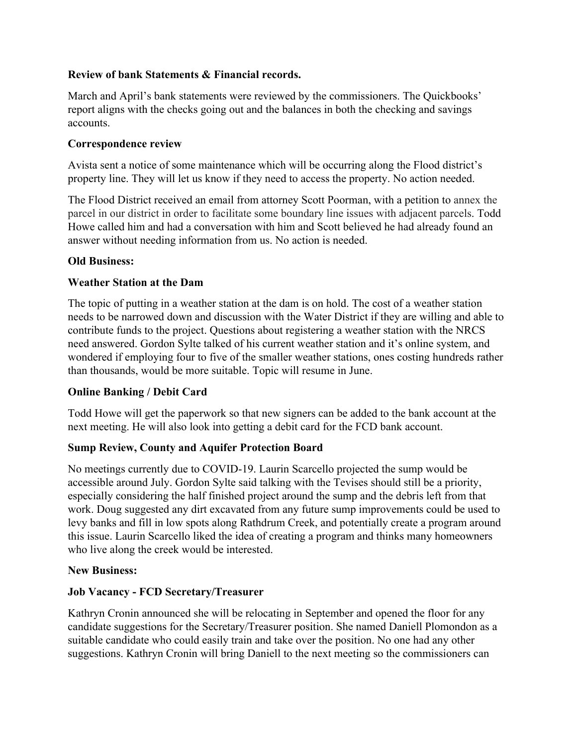**Review of bank Statements & Financial records.**

March and April's bank statements were reviewed by the commissioners. The Quickbooks' report aligns with the checks going out and the balances in both the checking and savings accounts.

**Correspondence review**

Avista sent a notice of some maintenance which will be occurring along the Flood district's property line. They will let us know if they need to access the property. No action needed.

The Flood District received an email from attorney Scott Poorman, with a petition to annex the parcel in our district in order to facilitate some boundary line issues with adjacent parcels. Todd Howe called him and had a conversation with him and Scott believed he had already found an answer without needing information from us. No action is needed.

**Old Business:**

**Weather Station at the Dam**

The topic of putting in a weather station at the dam is on hold. The cost of a weather station needs to be narrowed down and discussion with the Water District if they are willing and able to contribute funds to the project. Questions about registering a weather station with the NRCS need answered. Gordon Sylte talked of his current weather station and it's online system, and wondered if employing four to five of the smaller weather stations, ones costing hundreds rather than thousands, would be more suitable. Topic will resume in June.

**Online Banking / Debit Card**

Todd Howe will get the paperwork so that new signers can be added to the bank account at the next meeting. He will also look into getting a debit card for the FCD bank account.

**Sump Review, County and Aquifer Protection Board**

No meetings currently due to COVID-19. Laurin Scarcello projected the sump would be accessible around July. Gordon Sylte said talking with the Tevises should still be a priority, especially considering the half finished project around the sump and the debris left from that work. Doug suggested any dirt excavated from any future sump improvements could be used to levy banks and fill in low spots along Rathdrum Creek, and potentially create a program around this issue. Laurin Scarcello liked the idea of creating a program and thinks many homeowners who live along the creek would be interested.

**New Business:**

**Job Vacancy - FCD Secretary/Treasurer**

Kathryn Cronin announced she will be relocating in September and opened the floor for any candidate suggestions for the Secretary/Treasurer position. She named Daniell Plomondon as a suitable candidate who could easily train and take over the position. No one had any other suggestions. Kathryn Cronin will bring Daniell to the next meeting so the commissioners can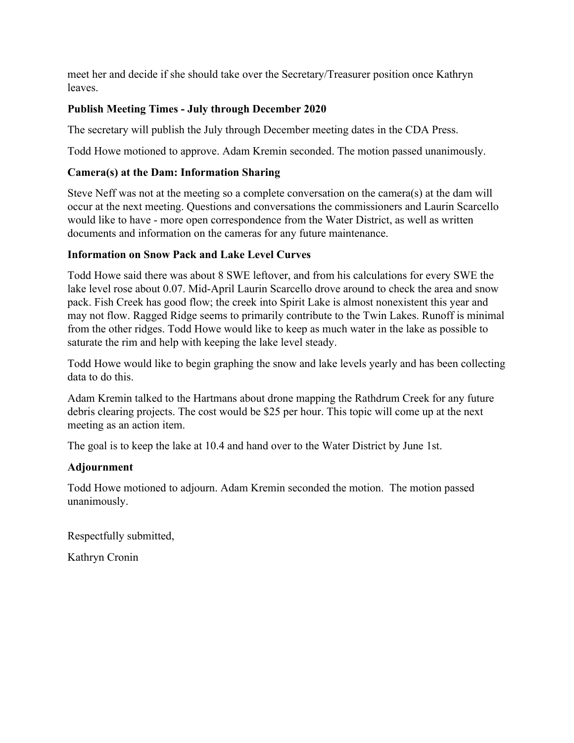meet her and decide if she should take over the Secretary/Treasurer position once Kathryn leaves.

**Publish Meeting Times - July through December 2020**

The secretary will publish the July through December meeting dates in the CDA Press.

Todd Howe motioned to approve. Adam Kremin seconded. The motion passed unanimously.

**Camera(s) at the Dam: Information Sharing**

Steve Neff was not at the meeting so a complete conversation on the camera(s) at the dam will occur at the next meeting. Questions and conversations the commissioners and Laurin Scarcello would like to have - more open correspondence from the Water District, as well as written documents and information on the cameras for any future maintenance.

**Information on Snow Pack and Lake Level Curves**

Todd Howe said there was about 8 SWE leftover, and from his calculations for every SWE the lake level rose about 0.07. Mid-April Laurin Scarcello drove around to check the area and snow pack. Fish Creek has good flow; the creek into Spirit Lake is almost nonexistent this year and may not flow. Ragged Ridge seems to primarily contribute to the Twin Lakes. Runoff is minimal from the other ridges. Todd Howe would like to keep as much water in the lake as possible to saturate the rim and help with keeping the lake level steady.

Todd Howe would like to begin graphing the snow and lake levels yearly and has been collecting data to do this.

Adam Kremin talked to the Hartmans about drone mapping the Rathdrum Creek for any future debris clearing projects. The cost would be $25 per hour. This topic will come up at the next meeting as an action item.

The goal is to keep the lake at 10.4 and hand over to the Water District by June 1st.

**Adjournment**

Todd Howe motioned to adjourn. Adam Kremin seconded the motion. The motion passed unanimously.

Respectfully submitted,

Kathryn Cronin